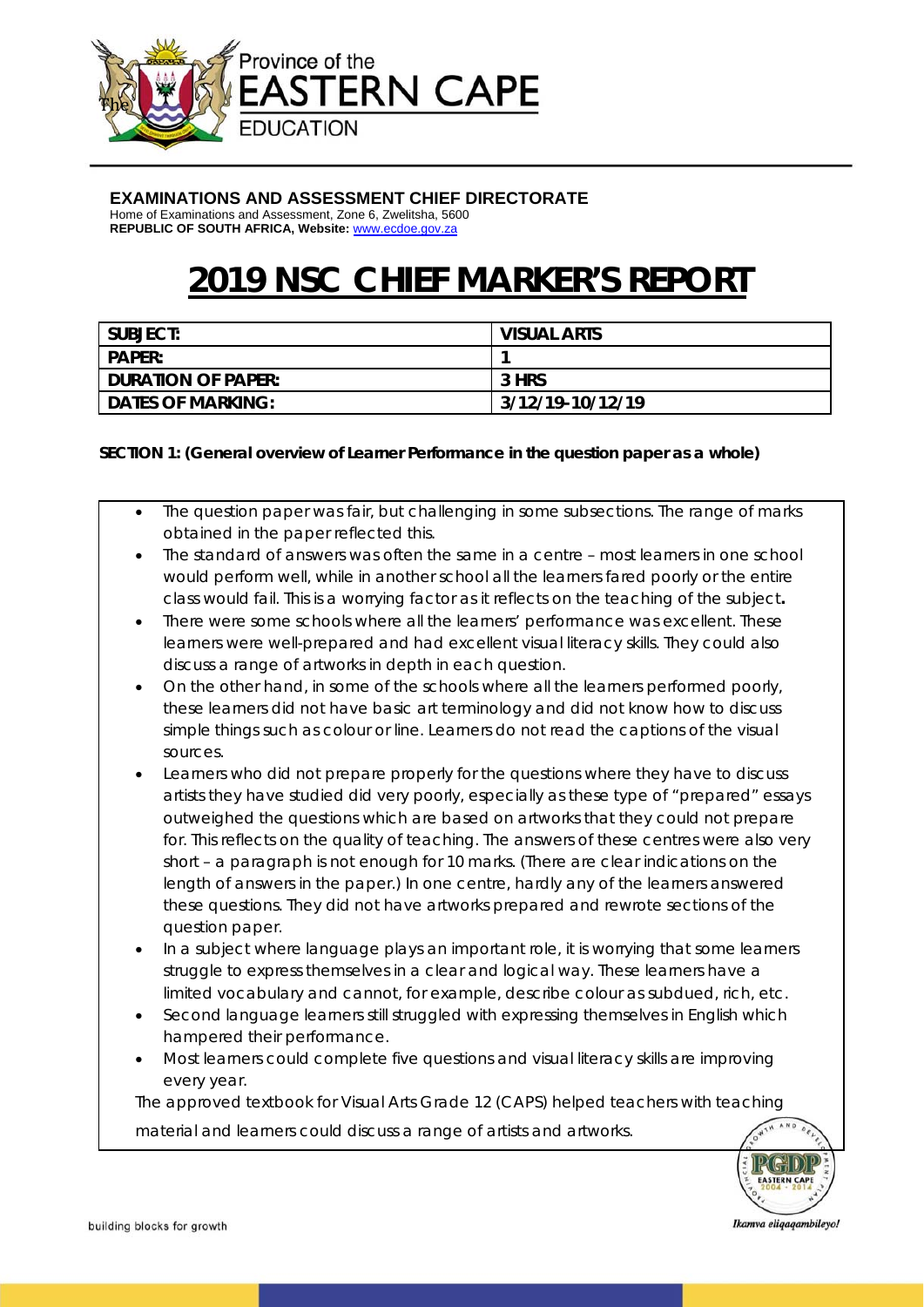Province of the
EASTERN CAPE
EDUCATION

**EXAMINATIONS AND ASSESSMENT CHIEF DIRECTORATE**
Home of Examinations and Assessment, Zone 6, Zwelitsha, 5600
**REPUBLIC OF SOUTH AFRICA, Website:** www.ecdoe.gov.za

# 2019 NSC CHIEF MARKER'S REPORT

| **SUBJECT:** | **VISUAL ARTS** |
|---|---|
| **PAPER:** | **1** |
| **DURATION OF PAPER:** | **3 HRS** |
| **DATES OF MARKING:** | **3/12/19-10/12/19** |

**SECTION 1: (General overview of Learner Performance in the question paper as a whole)**

- The question paper was fair, but challenging in some subsections. The range of marks obtained in the paper reflected this.
- The standard of answers was often the same in a centre – most learners in one school would perform well, while in another school all the learners fared poorly or the entire class would fail. This is a worrying factor as it reflects on the teaching of the subject**.**
- There were some schools where all the learners' performance was excellent. These learners were well-prepared and had excellent visual literacy skills. They could also discuss a range of artworks in depth in each question.
- On the other hand, in some of the schools where all the learners performed poorly, these learners did not have basic art terminology and did not know how to discuss simple things such as colour or line. Learners do not read the captions of the visual sources.
- Learners who did not prepare properly for the questions where they have to discuss artists they have studied did very poorly, especially as these type of "prepared" essays outweighed the questions which are based on artworks that they could not prepare for. This reflects on the quality of teaching. The answers of these centres were also very short – a paragraph is not enough for 10 marks. (There are clear indications on the length of answers in the paper.) In one centre, hardly any of the learners answered these questions. They did not have artworks prepared and rewrote sections of the question paper.
- In a subject where language plays an important role, it is worrying that some learners struggle to express themselves in a clear and logical way. These learners have a limited vocabulary and cannot, for example, describe colour as subdued, rich, etc.
- Second language learners still struggled with expressing themselves in English which hampered their performance.
- Most learners could complete five questions and visual literacy skills are improving every year.

The approved textbook for Visual Arts Grade 12 (CAPS) helped teachers with teaching material and learners could discuss a range of artists and artworks.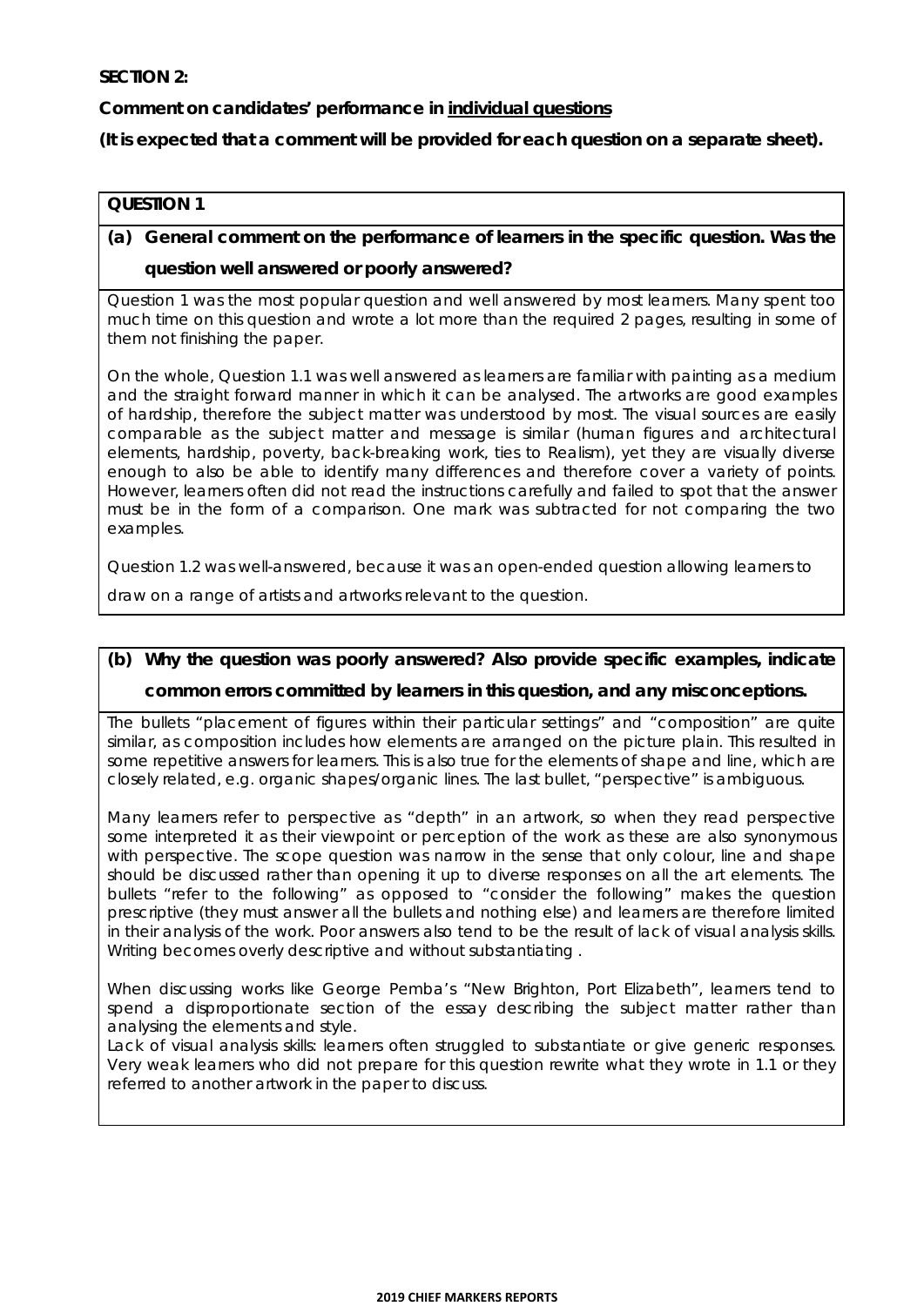**SECTION 2:**

**Comment on candidates' performance in <u>individual questions</u>**

**(It is expected that a comment will be provided for each question on a separate sheet).**

**QUESTION 1**

**(a) General comment on the performance of learners in the specific question. Was the question well answered or poorly answered?**

Question 1 was the most popular question and well answered by most learners. Many spent too much time on this question and wrote a lot more than the required 2 pages, resulting in some of them not finishing the paper.

On the whole, Question 1.1 was well answered as learners are familiar with painting as a medium and the straight forward manner in which it can be analysed. The artworks are good examples of hardship, therefore the subject matter was understood by most. The visual sources are easily comparable as the subject matter and message is similar (human figures and architectural elements, hardship, poverty, back-breaking work, ties to Realism), yet they are visually diverse enough to also be able to identify many differences and therefore cover a variety of points. However, learners often did not read the instructions carefully and failed to spot that the answer must be in the form of a comparison. One mark was subtracted for not comparing the two examples.

Question 1.2 was well-answered, because it was an open-ended question allowing learners to draw on a range of artists and artworks relevant to the question.

**(b) Why the question was poorly answered? Also provide specific examples, indicate common errors committed by learners in this question, and any misconceptions.**

The bullets "placement of figures within their particular settings" and "composition" are quite similar, as composition includes how elements are arranged on the picture plain. This resulted in some repetitive answers for learners. This is also true for the elements of shape and line, which are closely related, e.g. organic shapes/organic lines. The last bullet, "perspective" is ambiguous.

Many learners refer to perspective as "depth" in an artwork, so when they read perspective some interpreted it as their viewpoint or perception of the work as these are also synonymous with perspective. The scope question was narrow in the sense that only colour, line and shape should be discussed rather than opening it up to diverse responses on all the art elements. The bullets "refer to the following" as opposed to "consider the following" makes the question prescriptive (they must answer all the bullets and nothing else) and learners are therefore limited in their analysis of the work. Poor answers also tend to be the result of lack of visual analysis skills. Writing becomes overly descriptive and without substantiating .

When discussing works like George Pemba's "New Brighton, Port Elizabeth", learners tend to spend a disproportionate section of the essay describing the subject matter rather than analysing the elements and style.

Lack of visual analysis skills: learners often struggled to substantiate or give generic responses. Very weak learners who did not prepare for this question rewrite what they wrote in 1.1 or they referred to another artwork in the paper to discuss.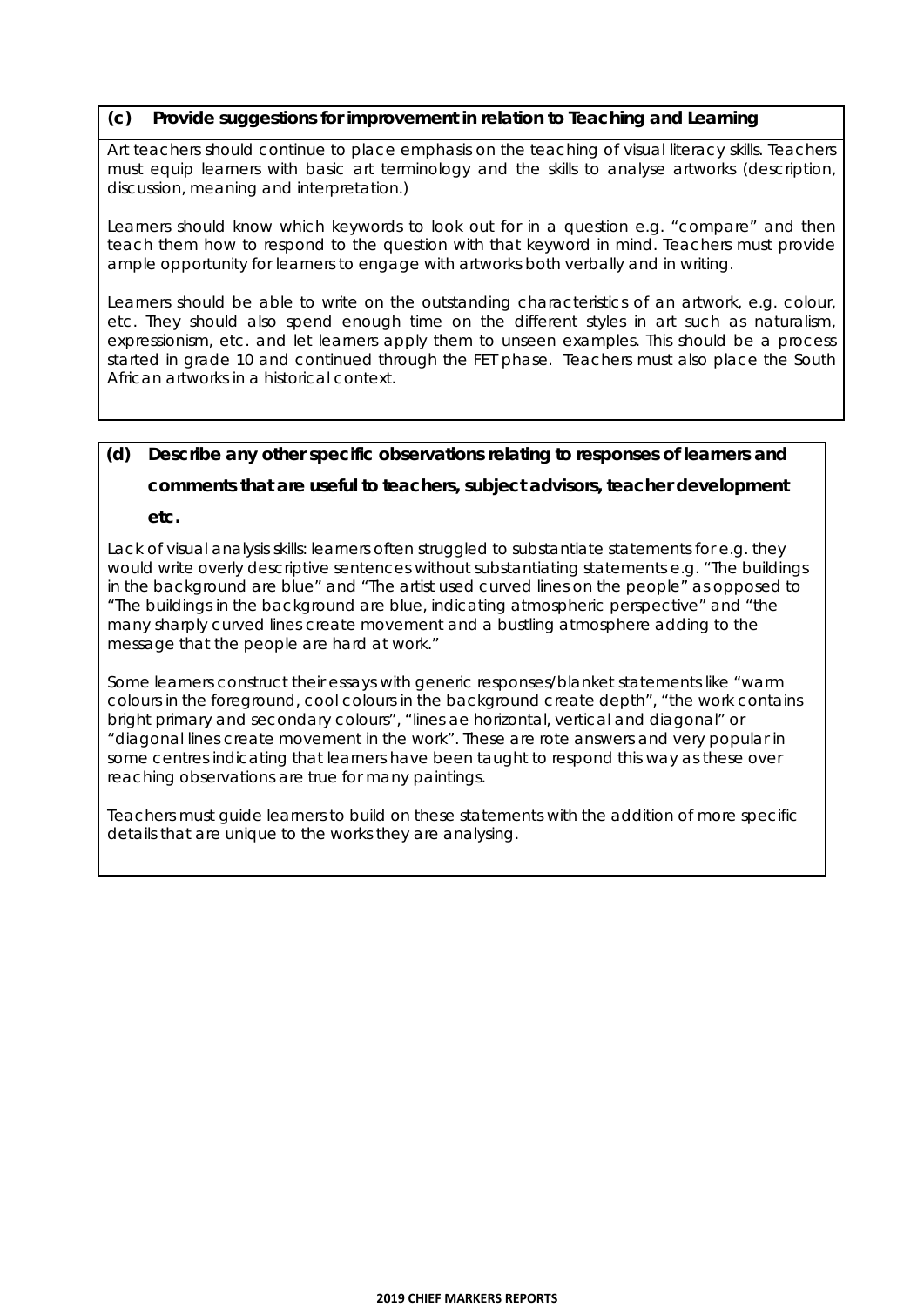**(c) Provide suggestions for improvement in relation to Teaching and Learning**

Art teachers should continue to place emphasis on the teaching of visual literacy skills. Teachers must equip learners with basic art terminology and the skills to analyse artworks (description, discussion, meaning and interpretation.)

Learners should know which keywords to look out for in a question e.g. "compare" and then teach them how to respond to the question with that keyword in mind. Teachers must provide ample opportunity for learners to engage with artworks both verbally and in writing.

Learners should be able to write on the outstanding characteristics of an artwork, e.g. colour, etc. They should also spend enough time on the different styles in art such as naturalism, expressionism, etc. and let learners apply them to unseen examples. This should be a process started in grade 10 and continued through the FET phase. Teachers must also place the South African artworks in a historical context.

**(d) Describe any other specific observations relating to responses of learners and comments that are useful to teachers, subject advisors, teacher development etc.**

Lack of visual analysis skills: learners often struggled to substantiate statements for e.g. they would write overly descriptive sentences without substantiating statements e.g. "The buildings in the background are blue" and "The artist used curved lines on the people" as opposed to "The buildings in the background are blue, indicating atmospheric perspective" and "the many sharply curved lines create movement and a bustling atmosphere adding to the message that the people are hard at work."

Some learners construct their essays with generic responses/blanket statements like "warm colours in the foreground, cool colours in the background create depth", "the work contains bright primary and secondary colours", "lines ae horizontal, vertical and diagonal" or "diagonal lines create movement in the work". These are rote answers and very popular in some centres indicating that learners have been taught to respond this way as these over reaching observations are true for many paintings.

Teachers must guide learners to build on these statements with the addition of more specific details that are unique to the works they are analysing.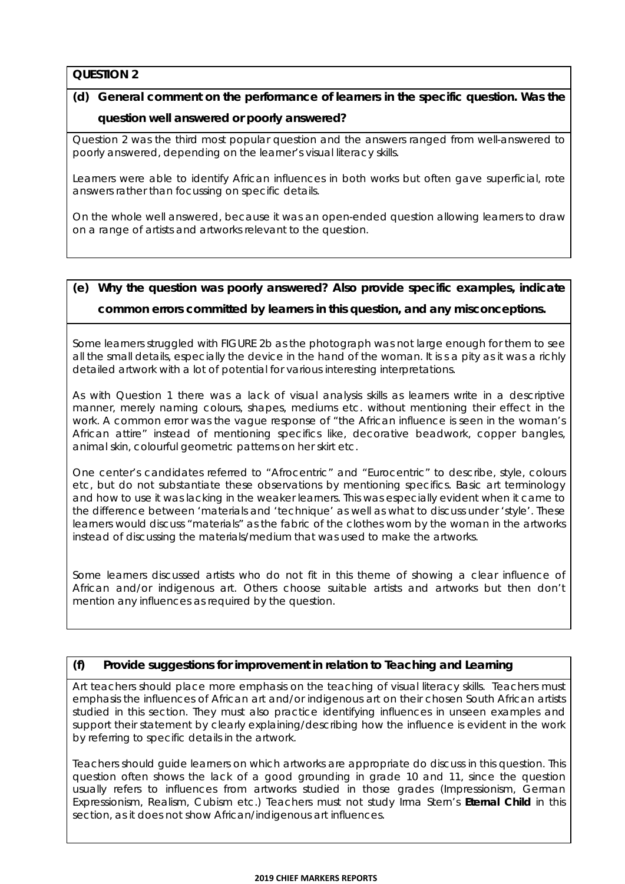**QUESTION 2**

**(d) General comment on the performance of learners in the specific question. Was the question well answered or poorly answered?**

Question 2 was the third most popular question and the answers ranged from well-answered to poorly answered, depending on the learner's visual literacy skills.

Learners were able to identify African influences in both works but often gave superficial, rote answers rather than focussing on specific details.

On the whole well answered, because it was an open-ended question allowing learners to draw on a range of artists and artworks relevant to the question.

**(e) Why the question was poorly answered? Also provide specific examples, indicate common errors committed by learners in this question, and any misconceptions.**

Some learners struggled with FIGURE 2b as the photograph was not large enough for them to see all the small details, especially the device in the hand of the woman. It is s a pity as it was a richly detailed artwork with a lot of potential for various interesting interpretations.

As with Question 1 there was a lack of visual analysis skills as learners write in a descriptive manner, merely naming colours, shapes, mediums etc. without mentioning their effect in the work. A common error was the vague response of "the African influence is seen in the woman's African attire" instead of mentioning specifics like, decorative beadwork, copper bangles, animal skin, colourful geometric patterns on her skirt etc.

One center's candidates referred to "Afrocentric" and "Eurocentric" to describe, style, colours etc, but do not substantiate these observations by mentioning specifics. Basic art terminology and how to use it was lacking in the weaker learners. This was especially evident when it came to the difference between 'materials and 'technique' as well as what to discuss under 'style'. These learners would discuss "materials" as the fabric of the clothes worn by the woman in the artworks instead of discussing the materials/medium that was used to make the artworks.

Some learners discussed artists who do not fit in this theme of showing a clear influence of African and/or indigenous art. Others choose suitable artists and artworks but then don't mention any influences as required by the question.

**(f) Provide suggestions for improvement in relation to Teaching and Learning**

Art teachers should place more emphasis on the teaching of visual literacy skills. Teachers must emphasis the influences of African art and/or indigenous art on their chosen South African artists studied in this section. They must also practice identifying influences in unseen examples and support their statement by clearly explaining/describing how the influence is evident in the work by referring to specific details in the artwork.

Teachers should guide learners on which artworks are appropriate do discuss in this question. This question often shows the lack of a good grounding in grade 10 and 11, since the question usually refers to influences from artworks studied in those grades (Impressionism, German Expressionism, Realism, Cubism etc.) Teachers must not study Irma Stern's **Eternal Child** in this section, as it does not show African/indigenous art influences.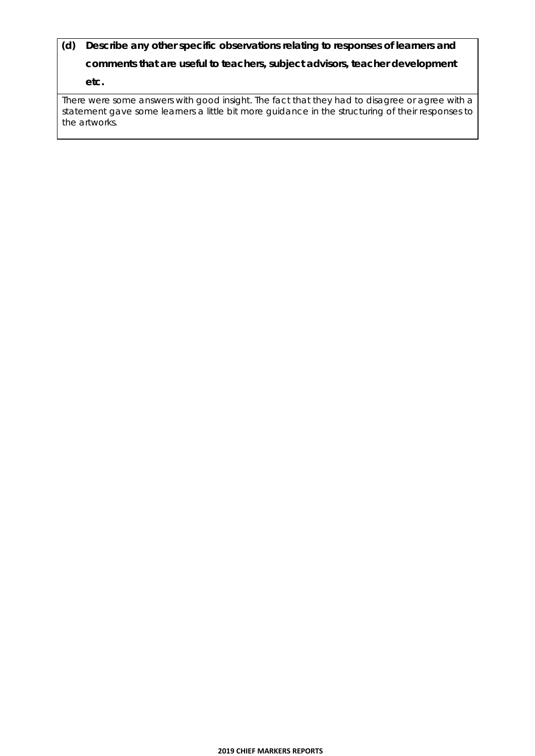**(d) Describe any other specific observations relating to responses of learners and comments that are useful to teachers, subject advisors, teacher development etc.**

There were some answers with good insight. The fact that they had to disagree or agree with a statement gave some learners a little bit more guidance in the structuring of their responses to the artworks.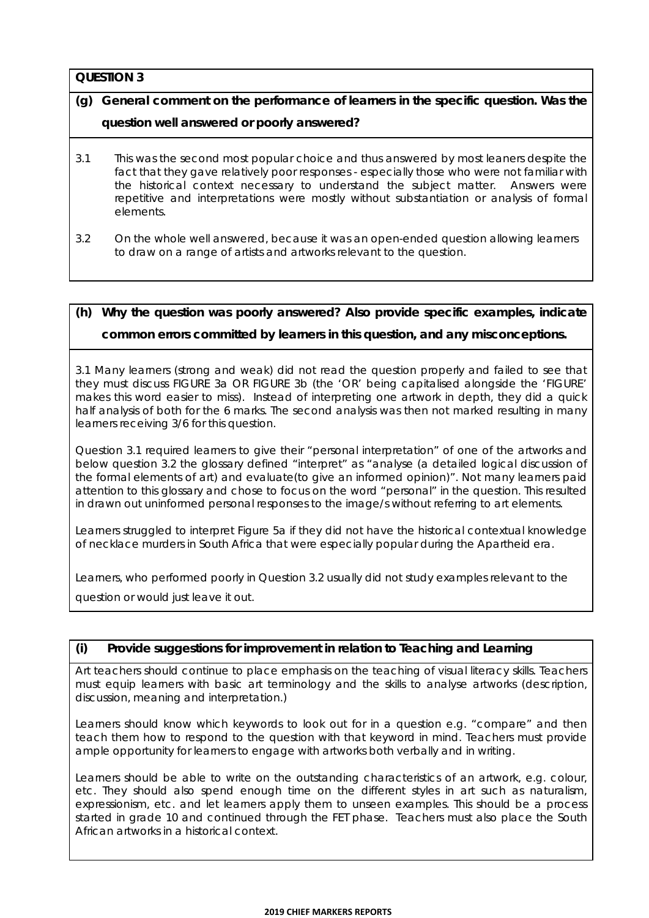**QUESTION 3**

**(g) General comment on the performance of learners in the specific question. Was the question well answered or poorly answered?**

3.1 This was the second most popular choice and thus answered by most leaners despite the fact that they gave relatively poor responses - especially those who were not familiar with the historical context necessary to understand the subject matter. Answers were repetitive and interpretations were mostly without substantiation or analysis of formal elements.

3.2 On the whole well answered, because it was an open-ended question allowing learners to draw on a range of artists and artworks relevant to the question.

**(h) Why the question was poorly answered? Also provide specific examples, indicate common errors committed by learners in this question, and any misconceptions.**

3.1 Many learners (strong and weak) did not read the question properly and failed to see that they must discuss FIGURE 3a OR FIGURE 3b (the 'OR' being capitalised alongside the 'FIGURE' makes this word easier to miss). Instead of interpreting one artwork in depth, they did a quick half analysis of both for the 6 marks. The second analysis was then not marked resulting in many learners receiving 3/6 for this question.

Question 3.1 required learners to give their "personal interpretation" of one of the artworks and below question 3.2 the glossary defined "interpret" as "analyse (a detailed logical discussion of the formal elements of art) and evaluate(to give an informed opinion)". Not many learners paid attention to this glossary and chose to focus on the word "personal" in the question. This resulted in drawn out uninformed personal responses to the image/s without referring to art elements.

Learners struggled to interpret Figure 5a if they did not have the historical contextual knowledge of necklace murders in South Africa that were especially popular during the Apartheid era.

Learners, who performed poorly in Question 3.2 usually did not study examples relevant to the question or would just leave it out.

**(i) Provide suggestions for improvement in relation to Teaching and Learning**

Art teachers should continue to place emphasis on the teaching of visual literacy skills. Teachers must equip learners with basic art terminology and the skills to analyse artworks (description, discussion, meaning and interpretation.)

Learners should know which keywords to look out for in a question e.g. "compare" and then teach them how to respond to the question with that keyword in mind. Teachers must provide ample opportunity for learners to engage with artworks both verbally and in writing.

Learners should be able to write on the outstanding characteristics of an artwork, e.g. colour, etc. They should also spend enough time on the different styles in art such as naturalism, expressionism, etc. and let learners apply them to unseen examples. This should be a process started in grade 10 and continued through the FET phase. Teachers must also place the South African artworks in a historical context.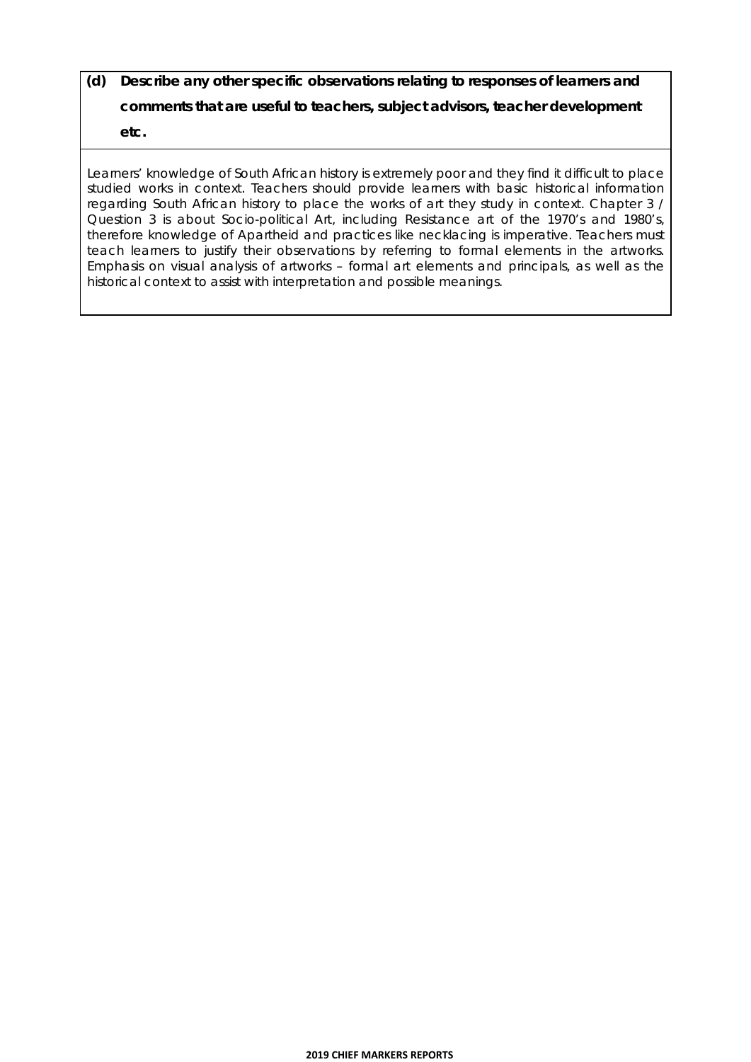**(d) Describe any other specific observations relating to responses of learners and comments that are useful to teachers, subject advisors, teacher development etc.**

Learners' knowledge of South African history is extremely poor and they find it difficult to place studied works in context. Teachers should provide learners with basic historical information regarding South African history to place the works of art they study in context. Chapter 3 / Question 3 is about Socio-political Art, including Resistance art of the 1970's and 1980's, therefore knowledge of Apartheid and practices like necklacing is imperative. Teachers must teach learners to justify their observations by referring to formal elements in the artworks. Emphasis on visual analysis of artworks – formal art elements and principals, as well as the historical context to assist with interpretation and possible meanings.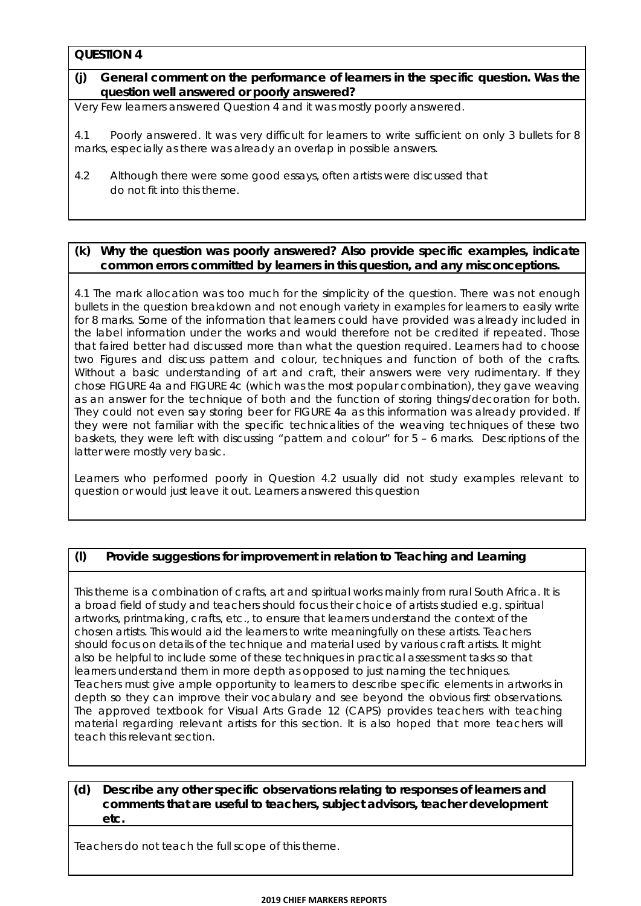**QUESTION 4**

**(j) General comment on the performance of learners in the specific question. Was the question well answered or poorly answered?**

Very Few learners answered Question 4 and it was mostly poorly answered.

4.1 Poorly answered. It was very difficult for learners to write sufficient on only 3 bullets for 8 marks, especially as there was already an overlap in possible answers.

4.2 Although there were some good essays, often artists were discussed that do not fit into this theme.

**(k) Why the question was poorly answered? Also provide specific examples, indicate common errors committed by learners in this question, and any misconceptions.**

4.1 The mark allocation was too much for the simplicity of the question. There was not enough bullets in the question breakdown and not enough variety in examples for learners to easily write for 8 marks. Some of the information that learners could have provided was already included in the label information under the works and would therefore not be credited if repeated. Those that faired better had discussed more than what the question required. Learners had to choose two Figures and discuss pattern and colour, techniques and function of both of the crafts. Without a basic understanding of art and craft, their answers were very rudimentary. If they chose FIGURE 4a and FIGURE 4c (which was the most popular combination), they gave weaving as an answer for the technique of both and the function of storing things/decoration for both. They could not even say storing beer for FIGURE 4a as this information was already provided. If they were not familiar with the specific technicalities of the weaving techniques of these two baskets, they were left with discussing "pattern and colour" for 5 – 6 marks. Descriptions of the latter were mostly very basic.

Learners who performed poorly in Question 4.2 usually did not study examples relevant to question or would just leave it out. Learners answered this question

**(l) Provide suggestions for improvement in relation to Teaching and Learning**

This theme is a combination of crafts, art and spiritual works mainly from rural South Africa. It is a broad field of study and teachers should focus their choice of artists studied e.g. spiritual artworks, printmaking, crafts, etc., to ensure that learners understand the context of the chosen artists. This would aid the learners to write meaningfully on these artists. Teachers should focus on details of the technique and material used by various craft artists. It might also be helpful to include some of these techniques in practical assessment tasks so that learners understand them in more depth as opposed to just naming the techniques. Teachers must give ample opportunity to learners to describe specific elements in artworks in depth so they can improve their vocabulary and see beyond the obvious first observations. The approved textbook for Visual Arts Grade 12 (CAPS) provides teachers with teaching material regarding relevant artists for this section. It is also hoped that more teachers will teach this relevant section.

**(d) Describe any other specific observations relating to responses of learners and comments that are useful to teachers, subject advisors, teacher development etc.**

Teachers do not teach the full scope of this theme.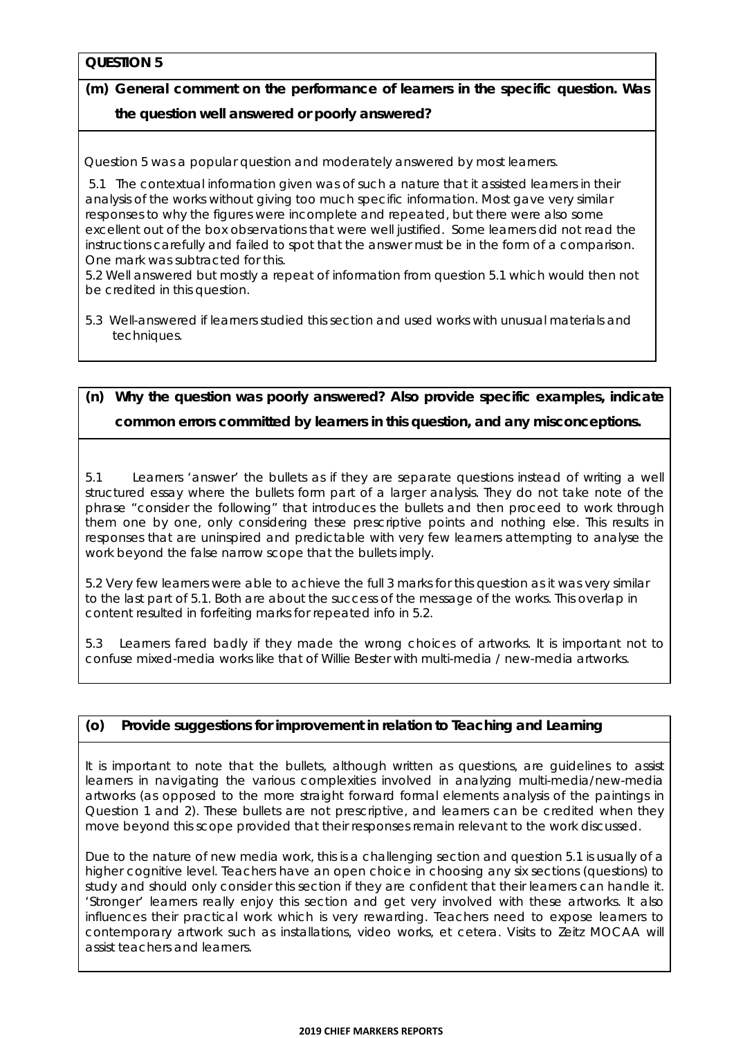**QUESTION 5**

**(m) General comment on the performance of learners in the specific question. Was the question well answered or poorly answered?**

Question 5 was a popular question and moderately answered by most learners.

5.1 The contextual information given was of such a nature that it assisted learners in their analysis of the works without giving too much specific information. Most gave very similar responses to why the figures were incomplete and repeated, but there were also some excellent out of the box observations that were well justified. Some learners did not read the instructions carefully and failed to spot that the answer must be in the form of a comparison. One mark was subtracted for this.

5.2 Well answered but mostly a repeat of information from question 5.1 which would then not be credited in this question.

5.3 Well-answered if learners studied this section and used works with unusual materials and techniques.

**(n) Why the question was poorly answered? Also provide specific examples, indicate common errors committed by learners in this question, and any misconceptions.**

5.1 Learners 'answer' the bullets as if they are separate questions instead of writing a well structured essay where the bullets form part of a larger analysis. They do not take note of the phrase "consider the following" that introduces the bullets and then proceed to work through them one by one, only considering these prescriptive points and nothing else. This results in responses that are uninspired and predictable with very few learners attempting to analyse the work beyond the false narrow scope that the bullets imply.

5.2 Very few learners were able to achieve the full 3 marks for this question as it was very similar to the last part of 5.1. Both are about the success of the message of the works. This overlap in content resulted in forfeiting marks for repeated info in 5.2.

5.3 Learners fared badly if they made the wrong choices of artworks. It is important not to confuse mixed-media works like that of Willie Bester with multi-media / new-media artworks.

**(o) Provide suggestions for improvement in relation to Teaching and Learning**

It is important to note that the bullets, although written as questions, are guidelines to assist learners in navigating the various complexities involved in analyzing multi-media/new-media artworks (as opposed to the more straight forward formal elements analysis of the paintings in Question 1 and 2). These bullets are not prescriptive, and learners can be credited when they move beyond this scope provided that their responses remain relevant to the work discussed.

Due to the nature of new media work, this is a challenging section and question 5.1 is usually of a higher cognitive level. Teachers have an open choice in choosing any six sections (questions) to study and should only consider this section if they are confident that their learners can handle it. 'Stronger' learners really enjoy this section and get very involved with these artworks. It also influences their practical work which is very rewarding. Teachers need to expose learners to contemporary artwork such as installations, video works, et cetera. Visits to Zeitz MOCAA will assist teachers and learners.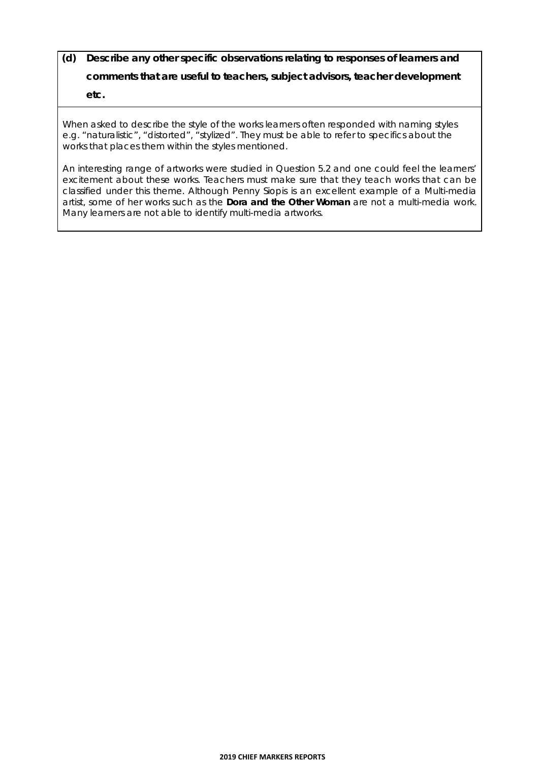**(d) Describe any other specific observations relating to responses of learners and comments that are useful to teachers, subject advisors, teacher development etc.**

When asked to describe the style of the works learners often responded with naming styles e.g. "naturalistic", "distorted", "stylized". They must be able to refer to specifics about the works that places them within the styles mentioned.

An interesting range of artworks were studied in Question 5.2 and one could feel the learners' excitement about these works. Teachers must make sure that they teach works that can be classified under this theme. Although Penny Siopis is an excellent example of a Multi-media artist, some of her works such as the **Dora and the Other Woman** are not a multi-media work. Many learners are not able to identify multi-media artworks.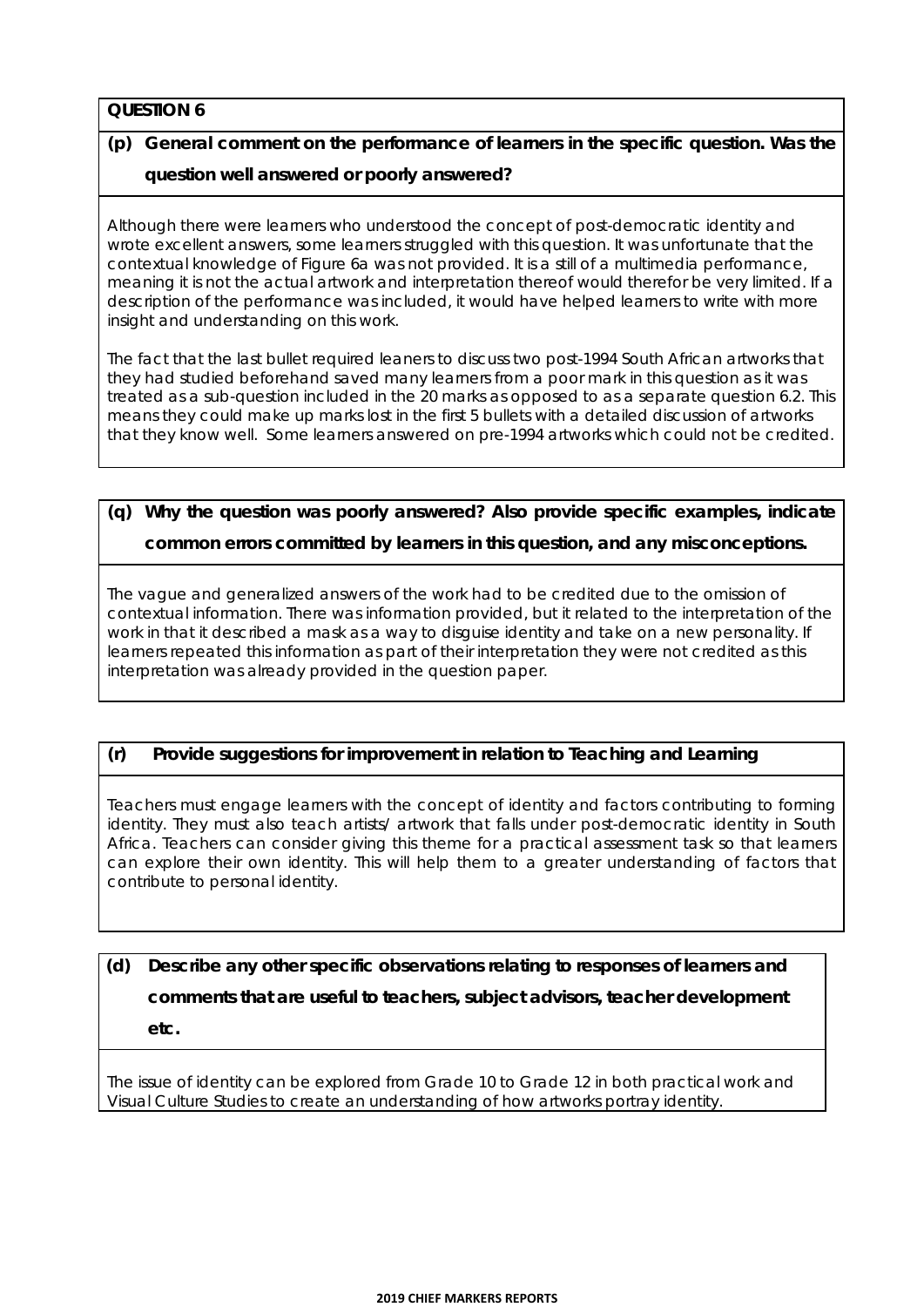## QUESTION 6

**(p) General comment on the performance of learners in the specific question. Was the question well answered or poorly answered?**

*Although there were learners who understood the concept of post-democratic identity and wrote excellent answers, some learners struggled with this question. It was unfortunate that the contextual knowledge of Figure 6a was not provided. It is a still of a multimedia performance, meaning it is not the actual artwork and interpretation thereof would therefor be very limited. If a description of the performance was included, it would have helped learners to write with more insight and understanding on this work.*

*The fact that the last bullet required leaners to discuss two post-1994 South African artworks that they had studied beforehand saved many learners from a poor mark in this question as it was treated as a sub-question included in the 20 marks as opposed to as a separate question 6.2. This means they could make up marks lost in the first 5 bullets with a detailed discussion of artworks that they know well. Some learners answered on pre-1994 artworks which could not be credited.*

**(q) Why the question was poorly answered? Also provide specific examples, indicate common errors committed by learners in this question, and any misconceptions.**

*The vague and generalized answers of the work had to be credited due to the omission of contextual information. There was information provided, but it related to the interpretation of the work in that it described a mask as a way to disguise identity and take on a new personality. If learners repeated this information as part of their interpretation they were not credited as this interpretation was already provided in the question paper.*

**(r) Provide suggestions for improvement in relation to Teaching and Learning**

*Teachers must engage learners with the concept of identity and factors contributing to forming identity. They must also teach artists/ artwork that falls under post-democratic identity in South Africa. Teachers can consider giving this theme for a practical assessment task so that learners can explore their own identity. This will help them to a greater understanding of factors that contribute to personal identity.*

**(d) Describe any other specific observations relating to responses of learners and comments that are useful to teachers, subject advisors, teacher development etc.**

*The issue of identity can be explored from Grade 10 to Grade 12 in both practical work and Visual Culture Studies to create an understanding of how artworks portray identity.*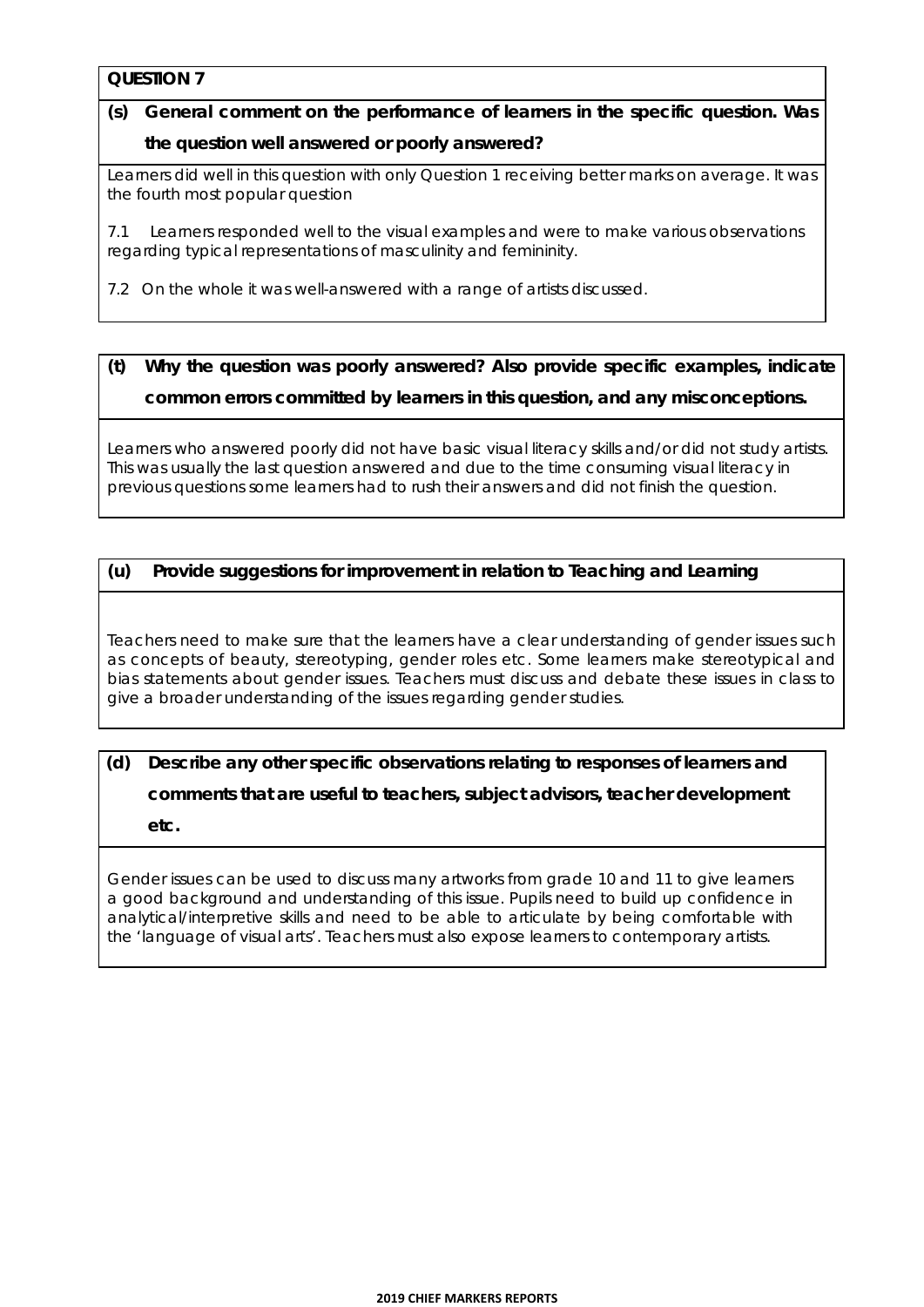**QUESTION 7**

**(s) General comment on the performance of learners in the specific question. Was the question well answered or poorly answered?**

Learners did well in this question with only Question 1 receiving better marks on average. It was the fourth most popular question

7.1 Learners responded well to the visual examples and were to make various observations regarding typical representations of masculinity and femininity.

7.2 On the whole it was well-answered with a range of artists discussed.

**(t) Why the question was poorly answered? Also provide specific examples, indicate common errors committed by learners in this question, and any misconceptions.**

Learners who answered poorly did not have basic visual literacy skills and/or did not study artists. This was usually the last question answered and due to the time consuming visual literacy in previous questions some learners had to rush their answers and did not finish the question.

**(u) Provide suggestions for improvement in relation to Teaching and Learning**

Teachers need to make sure that the learners have a clear understanding of gender issues such as concepts of beauty, stereotyping, gender roles etc. Some learners make stereotypical and bias statements about gender issues. Teachers must discuss and debate these issues in class to give a broader understanding of the issues regarding gender studies.

**(d) Describe any other specific observations relating to responses of learners and comments that are useful to teachers, subject advisors, teacher development etc.**

Gender issues can be used to discuss many artworks from grade 10 and 11 to give learners a good background and understanding of this issue. Pupils need to build up confidence in analytical/interpretive skills and need to be able to articulate by being comfortable with the 'language of visual arts'. Teachers must also expose learners to contemporary artists.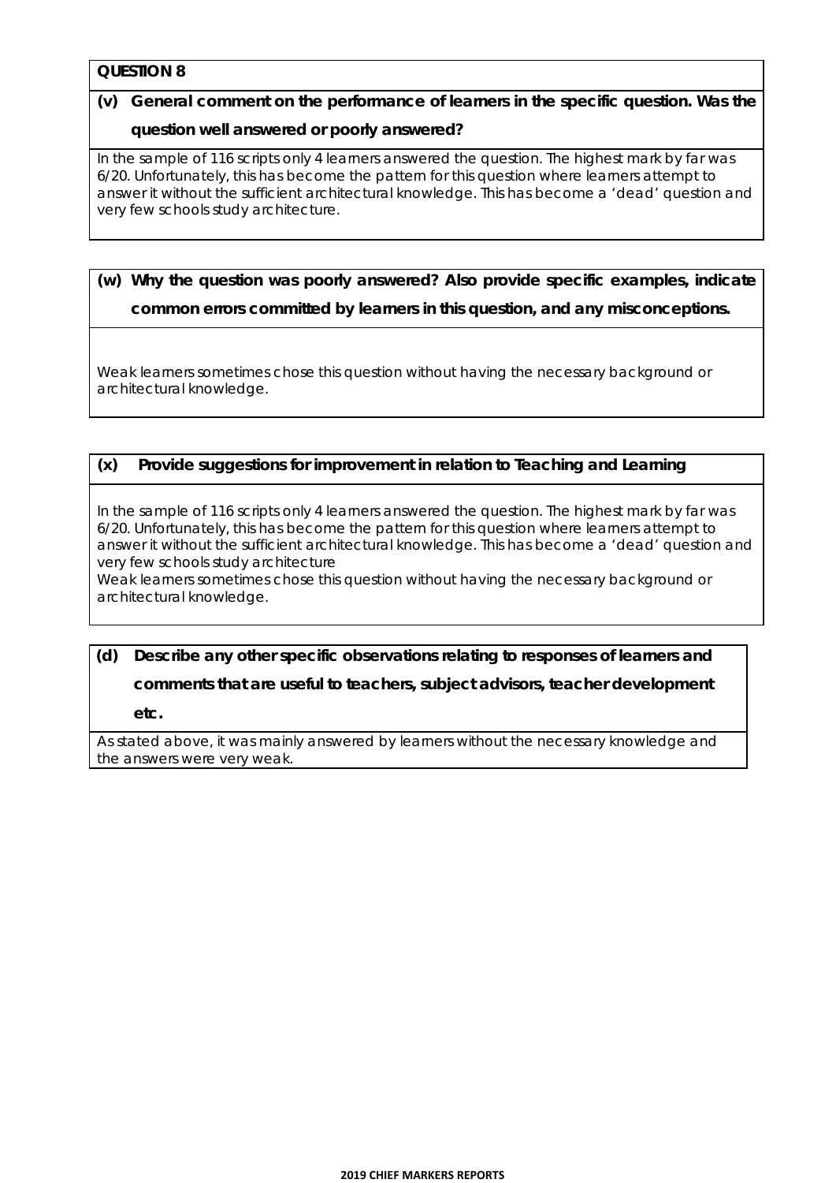**QUESTION 8**

**(v) General comment on the performance of learners in the specific question. Was the question well answered or poorly answered?**

*In the sample of 116 scripts only 4 learners answered the question. The highest mark by far was 6/20. Unfortunately, this has become the pattern for this question where learners attempt to answer it without the sufficient architectural knowledge. This has become a 'dead' question and very few schools study architecture.*

**(w) Why the question was poorly answered? Also provide specific examples, indicate common errors committed by learners in this question, and any misconceptions.**

*Weak learners sometimes chose this question without having the necessary background or architectural knowledge.*

**(x) Provide suggestions for improvement in relation to Teaching and Learning**

*In the sample of 116 scripts only 4 learners answered the question. The highest mark by far was 6/20. Unfortunately, this has become the pattern for this question where learners attempt to answer it without the sufficient architectural knowledge. This has become a 'dead' question and very few schools study architecture*

*Weak learners sometimes chose this question without having the necessary background or architectural knowledge.*

**(d) Describe any other specific observations relating to responses of learners and comments that are useful to teachers, subject advisors, teacher development etc.**

*As stated above, it was mainly answered by learners without the necessary knowledge and the answers were very weak.*